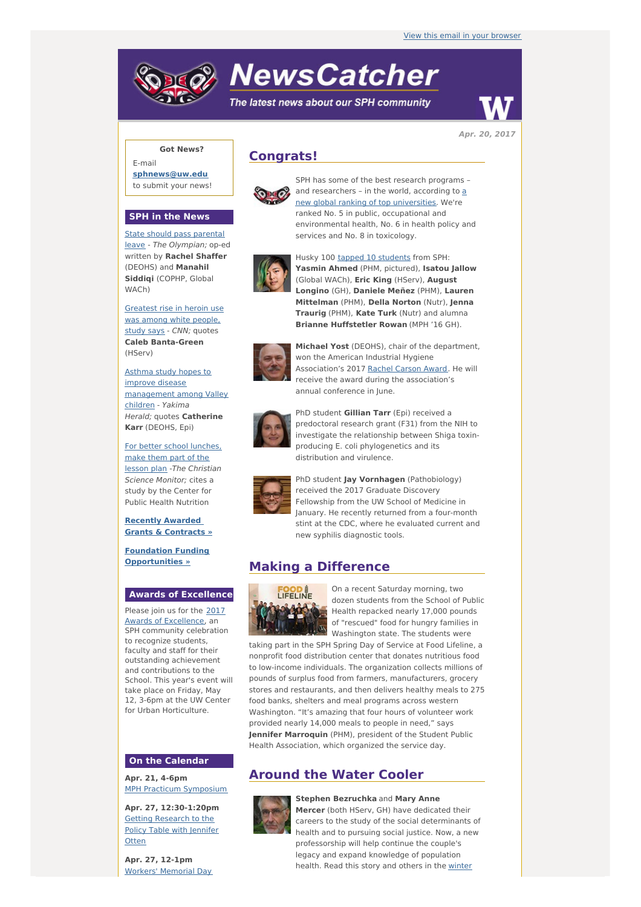View this email in your browser

# NewsCatcher

*The latest news about our SPH community*

**Apr. 20, 2017**

**Got News?**

E-mail
**sphnews@uw.edu**
to submit your news!

## SPH in the News

State should pass parental leave - *The Olympian;* op-ed written by **Rachel Shaffer** (DEOHS) and **Manahil Siddiqi** (COPHP, Global WACh)

Greatest rise in heroin use was among white people, study says - *CNN;* quotes **Caleb Banta-Green** (HServ)

Asthma study hopes to improve disease management among Valley children - *Yakima Herald;* quotes **Catherine Karr** (DEOHS, Epi)

For better school lunches, make them part of the lesson plan -*The Christian Science Monitor;* cites a study by the Center for Public Health Nutrition

**Recently Awarded Grants & Contracts »**

**Foundation Funding Opportunities »**

## Awards of Excellence

Please join us for the 2017 Awards of Excellence, an SPH community celebration to recognize students, faculty and staff for their outstanding achievement and contributions to the School. This year's event will take place on Friday, May 12, 3-6pm at the UW Center for Urban Horticulture.

## On the Calendar

**Apr. 21, 4-6pm**
MPH Practicum Symposium

**Apr. 27, 12:30-1:20pm**
Getting Research to the Policy Table with Jennifer Otten

**Apr. 27, 12-1pm**
Workers' Memorial Day

## Congrats!

SPH has some of the best research programs – and researchers – in the world, according to a new global ranking of top universities. We're ranked No. 5 in public, occupational and environmental health, No. 6 in health policy and services and No. 8 in toxicology.

Husky 100 tapped 10 students from SPH: **Yasmin Ahmed** (PHM, pictured), **Isatou Jallow** (Global WACh), **Eric King** (HServ), **August Longino** (GH), **Daniele Meñez** (PHM), **Lauren Mittelman** (PHM), **Della Norton** (Nutr), **Jenna Traurig** (PHM), **Kate Turk** (Nutr) and alumna **Brianne Huffstetler Rowan** (MPH '16 GH).

**Michael Yost** (DEOHS), chair of the department, won the American Industrial Hygiene Association's 2017 Rachel Carson Award. He will receive the award during the association's annual conference in June.

PhD student **Gillian Tarr** (Epi) received a predoctoral research grant (F31) from the NIH to investigate the relationship between Shiga toxin-producing E. coli phylogenetics and its distribution and virulence.

PhD student **Jay Vornhagen** (Pathobiology) received the 2017 Graduate Discovery Fellowship from the UW School of Medicine in January. He recently returned from a four-month stint at the CDC, where he evaluated current and new syphilis diagnostic tools.

## Making a Difference

On a recent Saturday morning, two dozen students from the School of Public Health repacked nearly 17,000 pounds of "rescued" food for hungry families in Washington state. The students were taking part in the SPH Spring Day of Service at Food Lifeline, a nonprofit food distribution center that donates nutritious food to low-income individuals. The organization collects millions of pounds of surplus food from farmers, manufacturers, grocery stores and restaurants, and then delivers healthy meals to 275 food banks, shelters and meal programs across western Washington. "It's amazing that four hours of volunteer work provided nearly 14,000 meals to people in need," says **Jennifer Marroquin** (PHM), president of the Student Public Health Association, which organized the service day.

## Around the Water Cooler

**Stephen Bezruchka** and **Mary Anne Mercer** (both HServ, GH) have dedicated their careers to the study of the social determinants of health and to pursuing social justice. Now, a new professorship will help continue the couple's legacy and expand knowledge of population health. Read this story and others in the winter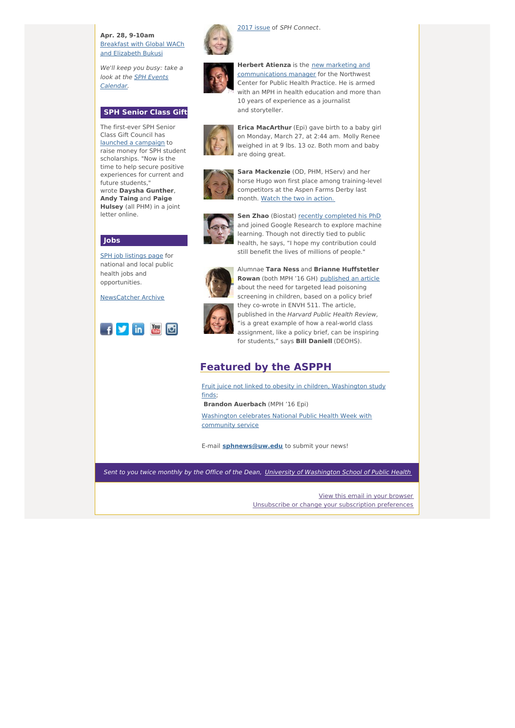**Apr. 28, 9-10am**
Breakfast with Global WACh and Elizabeth Bukusi

*We'll keep you busy: take a look at the SPH Events Calendar.*

## SPH Senior Class Gift

The first-ever SPH Senior Class Gift Council has launched a campaign to raise money for SPH student scholarships. "Now is the time to help secure positive experiences for current and future students," wrote **Daysha Gunther**, **Andy Taing** and **Paige Hulsey** (all PHM) in a joint letter online.

## Jobs

SPH job listings page for national and local public health jobs and opportunities.

NewsCatcher Archive

2017 issue of *SPH Connect*.

**Herbert Atienza** is the new marketing and communications manager for the Northwest Center for Public Health Practice. He is armed with an MPH in health education and more than 10 years of experience as a journalist and storyteller.

**Erica MacArthur** (Epi) gave birth to a baby girl on Monday, March 27, at 2:44 am. Molly Renee weighed in at 9 lbs. 13 oz. Both mom and baby are doing great.

**Sara Mackenzie** (OD, PHM, HServ) and her horse Hugo won first place among training-level competitors at the Aspen Farms Derby last month. Watch the two in action.

**Sen Zhao** (Biostat) recently completed his PhD and joined Google Research to explore machine learning. Though not directly tied to public health, he says, "I hope my contribution could still benefit the lives of millions of people."

Alumnae **Tara Ness** and **Brianne Huffstetler Rowan** (both MPH '16 GH) published an article about the need for targeted lead poisoning screening in children, based on a policy brief they co-wrote in ENVH 511. The article, published in the *Harvard Public Health Review*, "is a great example of how a real-world class assignment, like a policy brief, can be inspiring for students," says **Bill Daniell** (DEOHS).

## Featured by the ASPPH

Fruit juice not linked to obesity in children, Washington study finds;
**Brandon Auerbach** (MPH '16 Epi)

Washington celebrates National Public Health Week with community service

E-mail **sphnews@uw.edu** to submit your news!

*Sent to you twice monthly by the Office of the Dean, University of Washington School of Public Health*

View this email in your browser
Unsubscribe or change your subscription preferences